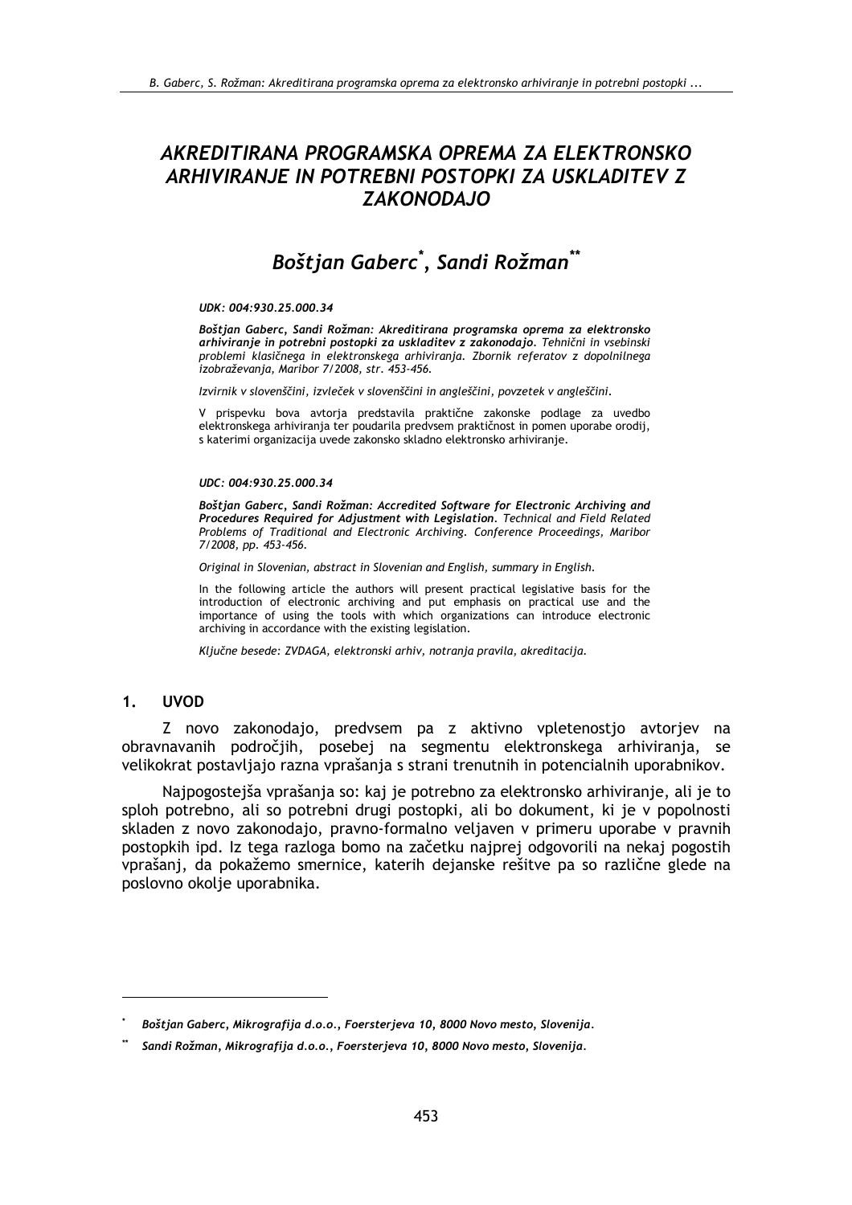# AKREDITIRANA PROGRAMSKA OPREMA ZA ELEKTRONSKO ARHIVIRANJE IN POTREBNI POSTOPKI ZA USKLADITEV Z ZAKONODAJO

## Boštjan Gaberc*, Sandi Rožman**

*UDK: 004:930.25.000.34*

***Boštjan Gaberc, Sandi Rožman: Akreditirana programska oprema za elektronsko arhiviranje in potrebni postopki za uskladitev z zakonodajo**. Tehnični in vsebinski problemi klasičnega in elektronskega arhiviranja. Zbornik referatov z dopolnilnega izobraževanja, Maribor 7/2008, str. 453-456.*

*Izvirnik v slovenščini, izvleček v slovenščini in angleščini, povzetek v angleščini.*

V prispevku bova avtorja predstavila praktične zakonske podlage za uvedbo elektronskega arhiviranja ter poudarila predvsem praktičnost in pomen uporabe orodij, s katerimi organizacija uvede zakonsko skladno elektronsko arhiviranje.

*UDC: 004:930.25.000.34*

***Boštjan Gaberc, Sandi Rožman: Accredited Software for Electronic Archiving and Procedures Required for Adjustment with Legislation**. Technical and Field Related Problems of Traditional and Electronic Archiving. Conference Proceedings, Maribor 7/2008, pp. 453-456.*

*Original in Slovenian, abstract in Slovenian and English, summary in English.*

In the following article the authors will present practical legislative basis for the introduction of electronic archiving and put emphasis on practical use and the importance of using the tools with which organizations can introduce electronic archiving in accordance with the existing legislation.

*Ključne besede: ZVDAGA, elektronski arhiv, notranja pravila, akreditacija.*

## 1. UVOD

Z novo zakonodajo, predvsem pa z aktivno vpletenostjo avtorjev na obravnavanih področjih, posebej na segmentu elektronskega arhiviranja, se velikokrat postavljajo razna vprašanja s strani trenutnih in potencialnih uporabnikov.

Najpogostejša vprašanja so: kaj je potrebno za elektronsko arhiviranje, ali je to sploh potrebno, ali so potrebni drugi postopki, ali bo dokument, ki je v popolnosti skladen z novo zakonodajo, pravno-formalno veljaven v primeru uporabe v pravnih postopkih ipd. Iz tega razloga bomo na začetku najprej odgovorili na nekaj pogostih vprašanj, da pokažemo smernice, katerih dejanske rešitve pa so različne glede na poslovno okolje uporabnika.

---

\* *Boštjan Gaberc, Mikrografija d.o.o., Foersterjeva 10, 8000 Novo mesto, Slovenija.*

\*\* *Sandi Rožman, Mikrografija d.o.o., Foersterjeva 10, 8000 Novo mesto, Slovenija.*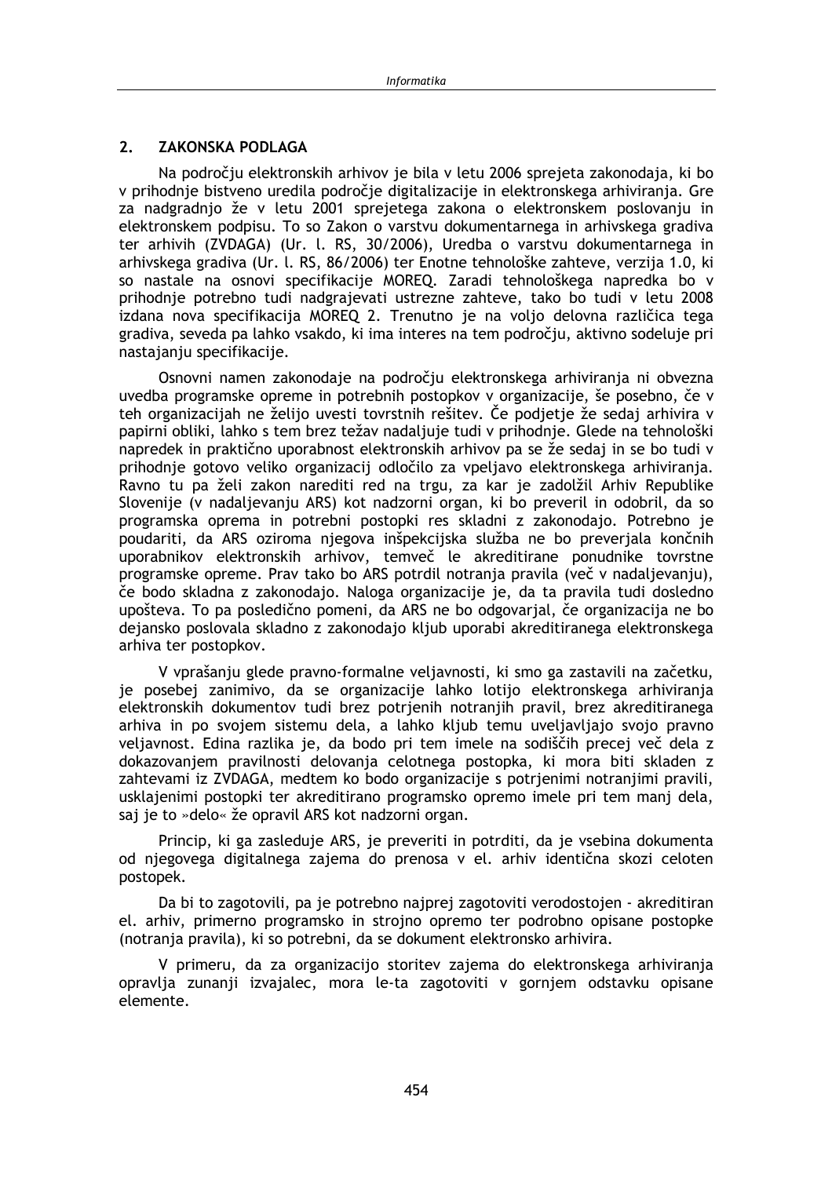## 2. ZAKONSKA PODLAGA

Na področju elektronskih arhivov je bila v letu 2006 sprejeta zakonodaja, ki bo v prihodnje bistveno uredila področje digitalizacije in elektronskega arhiviranja. Gre za nadgradnjo že v letu 2001 sprejetega zakona o elektronskem poslovanju in elektronskem podpisu. To so Zakon o varstvu dokumentarnega in arhivskega gradiva ter arhivih (ZVDAGA) (Ur. l. RS, 30/2006), Uredba o varstvu dokumentarnega in arhivskega gradiva (Ur. l. RS, 86/2006) ter Enotne tehnološke zahteve, verzija 1.0, ki so nastale na osnovi specifikacije MOREQ. Zaradi tehnološkega napredka bo v prihodnje potrebno tudi nadgrajevati ustrezne zahteve, tako bo tudi v letu 2008 izdana nova specifikacija MOREQ 2. Trenutno je na voljo delovna različica tega gradiva, seveda pa lahko vsakdo, ki ima interes na tem področju, aktivno sodeluje pri nastajanju specifikacije.

Osnovni namen zakonodaje na področju elektronskega arhiviranja ni obvezna uvedba programske opreme in potrebnih postopkov v organizacije, še posebno, če v teh organizacijah ne želijo uvesti tovrstnih rešitev. Če podjetje že sedaj arhivira v papirni obliki, lahko s tem brez težav nadaljuje tudi v prihodnje. Glede na tehnološki napredek in praktično uporabnost elektronskih arhivov pa se že sedaj in se bo tudi v prihodnje gotovo veliko organizacij odločilo za vpeljavo elektronskega arhiviranja. Ravno tu pa želi zakon narediti red na trgu, za kar je zadolžil Arhiv Republike Slovenije (v nadaljevanju ARS) kot nadzorni organ, ki bo preveril in odobril, da so programska oprema in potrebni postopki res skladni z zakonodajo. Potrebno je poudariti, da ARS oziroma njegova inšpekcijska služba ne bo preverjala končnih uporabnikov elektronskih arhivov, temveč le akreditirane ponudnike tovrstne programske opreme. Prav tako bo ARS potrdil notranja pravila (več v nadaljevanju), če bodo skladna z zakonodajo. Naloga organizacije je, da ta pravila tudi dosledno upošteva. To pa posledično pomeni, da ARS ne bo odgovarjal, če organizacija ne bo dejansko poslovala skladno z zakonodajo kljub uporabi akreditiranega elektronskega arhiva ter postopkov.

V vprašanju glede pravno-formalne veljavnosti, ki smo ga zastavili na začetku, je posebej zanimivo, da se organizacije lahko lotijo elektronskega arhiviranja elektronskih dokumentov tudi brez potrjenih notranjih pravil, brez akreditiranega arhiva in po svojem sistemu dela, a lahko kljub temu uveljavljajo svojo pravno veljavnost. Edina razlika je, da bodo pri tem imele na sodiščih precej več dela z dokazovanjem pravilnosti delovanja celotnega postopka, ki mora biti skladen z zahtevami iz ZVDAGA, medtem ko bodo organizacije s potrjenimi notranjimi pravili, usklajenimi postopki ter akreditirano programsko opremo imele pri tem manj dela, saj je to »delo« že opravil ARS kot nadzorni organ.

Princip, ki ga zasleduje ARS, je preveriti in potrditi, da je vsebina dokumenta od njegovega digitalnega zajema do prenosa v el. arhiv identična skozi celoten postopek.

Da bi to zagotovili, pa je potrebno najprej zagotoviti verodostojen - akreditiran el. arhiv, primerno programsko in strojno opremo ter podrobno opisane postopke (notranja pravila), ki so potrebni, da se dokument elektronsko arhivira.

V primeru, da za organizacijo storitev zajema do elektronskega arhiviranja opravlja zunanji izvajalec, mora le-ta zagotoviti v gornjem odstavku opisane elemente.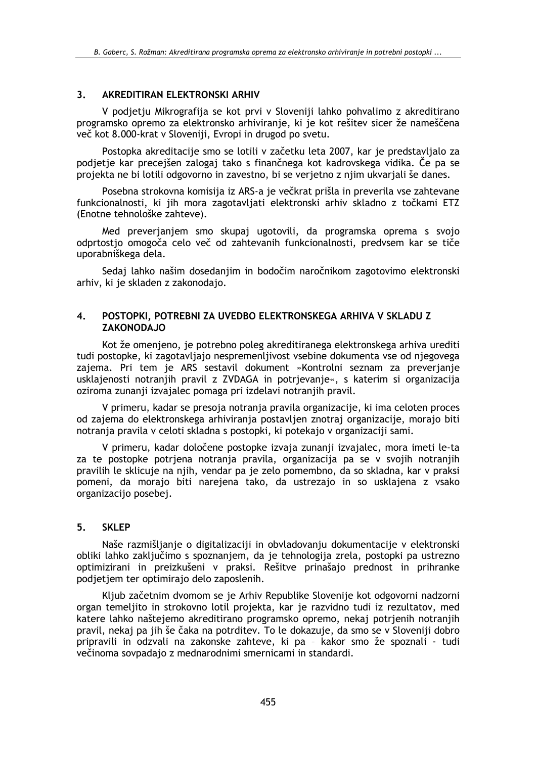## 3. AKREDITIRAN ELEKTRONSKI ARHIV

V podjetju Mikrografija se kot prvi v Sloveniji lahko pohvalimo z akreditirano programsko opremo za elektronsko arhiviranje, ki je kot rešitev sicer že nameščena več kot 8.000-krat v Sloveniji, Evropi in drugod po svetu.

Postopka akreditacije smo se lotili v začetku leta 2007, kar je predstavljalo za podjetje kar precejšen zalogaj tako s finančnega kot kadrovskega vidika. Če pa se projekta ne bi lotili odgovorno in zavestno, bi se verjetno z njim ukvarjali še danes.

Posebna strokovna komisija iz ARS-a je večkrat prišla in preverila vse zahtevane funkcionalnosti, ki jih mora zagotavljati elektronski arhiv skladno z točkami ETZ (Enotne tehnološke zahteve).

Med preverjanjem smo skupaj ugotovili, da programska oprema s svojo odprtostjo omogoča celo več od zahtevanih funkcionalnosti, predvsem kar se tiče uporabniškega dela.

Sedaj lahko našim dosedanjim in bodočim naročnikom zagotovimo elektronski arhiv, ki je skladen z zakonodajo.

## 4. POSTOPKI, POTREBNI ZA UVEDBO ELEKTRONSKEGA ARHIVA V SKLADU Z ZAKONODAJO

Kot že omenjeno, je potrebno poleg akreditiranega elektronskega arhiva urediti tudi postopke, ki zagotavljajo nespremenljivost vsebine dokumenta vse od njegovega zajema. Pri tem je ARS sestavil dokument »Kontrolni seznam za preverjanje usklajenosti notranjih pravil z ZVDAGA in potrjevanje«, s katerim si organizacija oziroma zunanji izvajalec pomaga pri izdelavi notranjih pravil.

V primeru, kadar se presoja notranja pravila organizacije, ki ima celoten proces od zajema do elektronskega arhiviranja postavljen znotraj organizacije, morajo biti notranja pravila v celoti skladna s postopki, ki potekajo v organizaciji sami.

V primeru, kadar določene postopke izvaja zunanji izvajalec, mora imeti le-ta za te postopke potrjena notranja pravila, organizacija pa se v svojih notranjih pravilih le sklicuje na njih, vendar pa je zelo pomembno, da so skladna, kar v praksi pomeni, da morajo biti narejena tako, da ustrezajo in so usklajena z vsako organizacijo posebej.

## 5. SKLEP

Naše razmišljanje o digitalizaciji in obvladovanju dokumentacije v elektronski obliki lahko zaključimo s spoznanjem, da je tehnologija zrela, postopki pa ustrezno optimizirani in preizkušeni v praksi. Rešitve prinašajo prednost in prihranke podjetjem ter optimirajo delo zaposlenih.

Kljub začetnim dvomom se je Arhiv Republike Slovenije kot odgovorni nadzorni organ temeljito in strokovno lotil projekta, kar je razvidno tudi iz rezultatov, med katere lahko naštejemo akreditirano programsko opremo, nekaj potrjenih notranjih pravil, nekaj pa jih še čaka na potrditev. To le dokazuje, da smo se v Sloveniji dobro pripravili in odzvali na zakonske zahteve, ki pa – kakor smo že spoznali - tudi večinoma sovpadajo z mednarodnimi smernicami in standardi.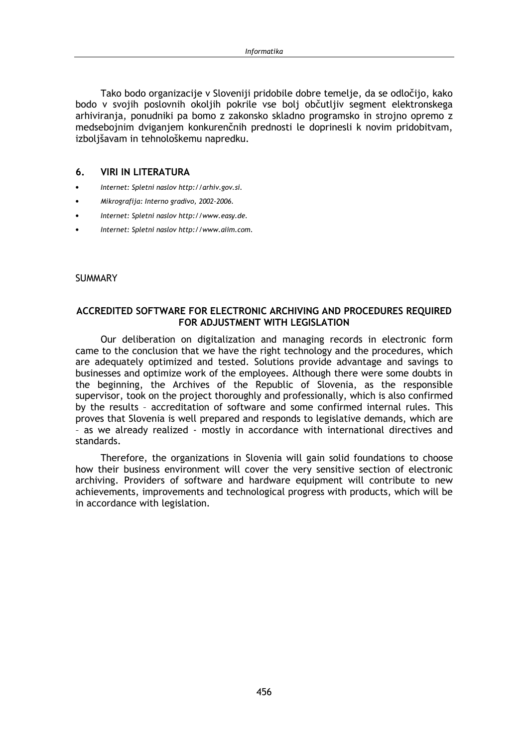Tako bodo organizacije v Sloveniji pridobile dobre temelje, da se odločijo, kako bodo v svojih poslovnih okoljih pokrile vse bolj občutljiv segment elektronskega arhiviranja, ponudniki pa bomo z zakonsko skladno programsko in strojno opremo z medsebojnim dviganjem konkurenčnih prednosti le doprinesli k novim pridobitvam, izboljšavam in tehnološkemu napredku.

## 6. VIRI IN LITERATURA

- *Internet: Spletni naslov http://arhiv.gov.si.*
- *Mikrografija: Interno gradivo, 2002-2006.*
- *Internet: Spletni naslov http://www.easy.de.*
- *Internet: Spletni naslov http://www.aiim.com.*

SUMMARY

### ACCREDITED SOFTWARE FOR ELECTRONIC ARCHIVING AND PROCEDURES REQUIRED FOR ADJUSTMENT WITH LEGISLATION

Our deliberation on digitalization and managing records in electronic form came to the conclusion that we have the right technology and the procedures, which are adequately optimized and tested. Solutions provide advantage and savings to businesses and optimize work of the employees. Although there were some doubts in the beginning, the Archives of the Republic of Slovenia, as the responsible supervisor, took on the project thoroughly and professionally, which is also confirmed by the results – accreditation of software and some confirmed internal rules. This proves that Slovenia is well prepared and responds to legislative demands, which are – as we already realized - mostly in accordance with international directives and standards.

Therefore, the organizations in Slovenia will gain solid foundations to choose how their business environment will cover the very sensitive section of electronic archiving. Providers of software and hardware equipment will contribute to new achievements, improvements and technological progress with products, which will be in accordance with legislation.